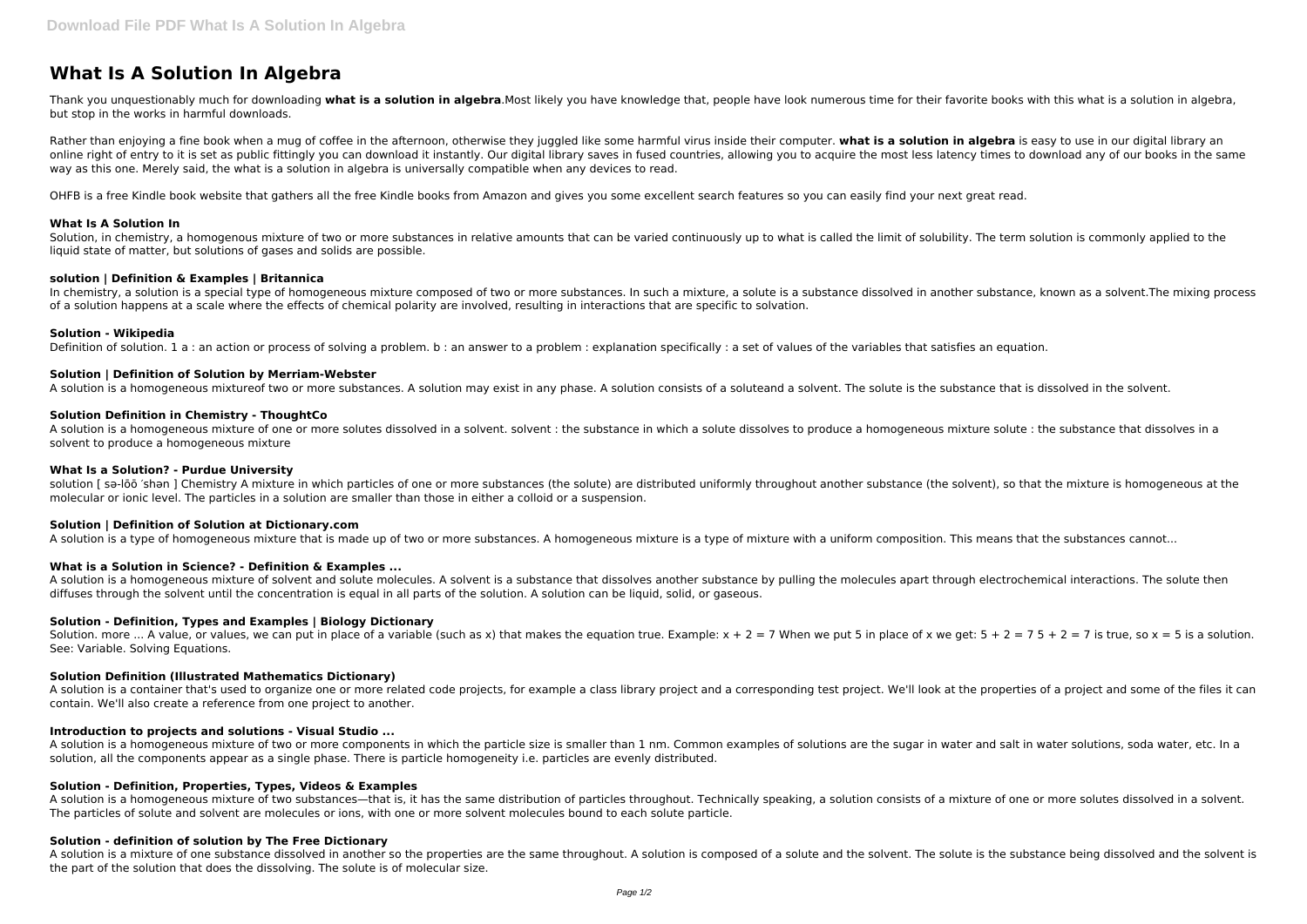# What Is A Solution In Algebra

Thank you unquestionably much for downloading **what is a solution in algebra**.Most likely you have knowledge that, people have look numerous time for their favorite books with this what is a solution in algebra, but stop in the works in harmful downloads.

Rather than enjoying a fine book when a mug of coffee in the afternoon, otherwise they juggled like some harmful virus inside their computer. **what is a solution in algebra** is easy to use in our digital library an online right of entry to it is set as public fittingly you can download it instantly. Our digital library saves in fused countries, allowing you to acquire the most less latency times to download any of our books in the same way as this one. Merely said, the what is a solution in algebra is universally compatible when any devices to read.

OHFB is a free Kindle book website that gathers all the free Kindle books from Amazon and gives you some excellent search features so you can easily find your next great read.

### What Is A Solution In

Solution, in chemistry, a homogenous mixture of two or more substances in relative amounts that can be varied continuously up to what is called the limit of solubility. The term solution is commonly applied to the liquid state of matter, but solutions of gases and solids are possible.

### solution | Definition & Examples | Britannica

In chemistry, a solution is a special type of homogeneous mixture composed of two or more substances. In such a mixture, a solute is a substance dissolved in another substance, known as a solvent.The mixing process of a solution happens at a scale where the effects of chemical polarity are involved, resulting in interactions that are specific to solvation.

### Solution - Wikipedia

Definition of solution. 1 a : an action or process of solving a problem. b : an answer to a problem : explanation specifically : a set of values of the variables that satisfies an equation.

### Solution | Definition of Solution by Merriam-Webster

A solution is a homogeneous mixtureof two or more substances. A solution may exist in any phase. A solution consists of a soluteand a solvent. The solute is the substance that is dissolved in the solvent.

### Solution Definition in Chemistry - ThoughtCo

A solution is a homogeneous mixture of one or more solutes dissolved in a solvent. solvent : the substance in which a solute dissolves to produce a homogeneous mixture solute : the substance that dissolves in a solvent to produce a homogeneous mixture

### What Is a Solution? - Purdue University

solution [ sə-lōō ′shən ] Chemistry A mixture in which particles of one or more substances (the solute) are distributed uniformly throughout another substance (the solvent), so that the mixture is homogeneous at the molecular or ionic level. The particles in a solution are smaller than those in either a colloid or a suspension.

### Solution | Definition of Solution at Dictionary.com

A solution is a type of homogeneous mixture that is made up of two or more substances. A homogeneous mixture is a type of mixture with a uniform composition. This means that the substances cannot...

### What is a Solution in Science? - Definition & Examples ...

A solution is a homogeneous mixture of solvent and solute molecules. A solvent is a substance that dissolves another substance by pulling the molecules apart through electrochemical interactions. The solute then diffuses through the solvent until the concentration is equal in all parts of the solution. A solution can be liquid, solid, or gaseous.

### Solution - Definition, Types and Examples | Biology Dictionary

Solution. more ... A value, or values, we can put in place of a variable (such as x) that makes the equation true. Example: $x + 2 = 7$ When we put 5 in place of x we get: $5 + 2 = 7$ $5 + 2 = 7$ is true, so $x = 5$ is a solution. See: Variable. Solving Equations.

### Solution Definition (Illustrated Mathematics Dictionary)

A solution is a container that's used to organize one or more related code projects, for example a class library project and a corresponding test project. We'll look at the properties of a project and some of the files it can contain. We'll also create a reference from one project to another.

### Introduction to projects and solutions - Visual Studio ...

A solution is a homogeneous mixture of two or more components in which the particle size is smaller than 1 nm. Common examples of solutions are the sugar in water and salt in water solutions, soda water, etc. In a solution, all the components appear as a single phase. There is particle homogeneity i.e. particles are evenly distributed.

### Solution - Definition, Properties, Types, Videos & Examples

A solution is a homogeneous mixture of two substances—that is, it has the same distribution of particles throughout. Technically speaking, a solution consists of a mixture of one or more solutes dissolved in a solvent. The particles of solute and solvent are molecules or ions, with one or more solvent molecules bound to each solute particle.

### Solution - definition of solution by The Free Dictionary

A solution is a mixture of one substance dissolved in another so the properties are the same throughout. A solution is composed of a solute and the solvent. The solute is the substance being dissolved and the solvent is the part of the solution that does the dissolving. The solute is of molecular size.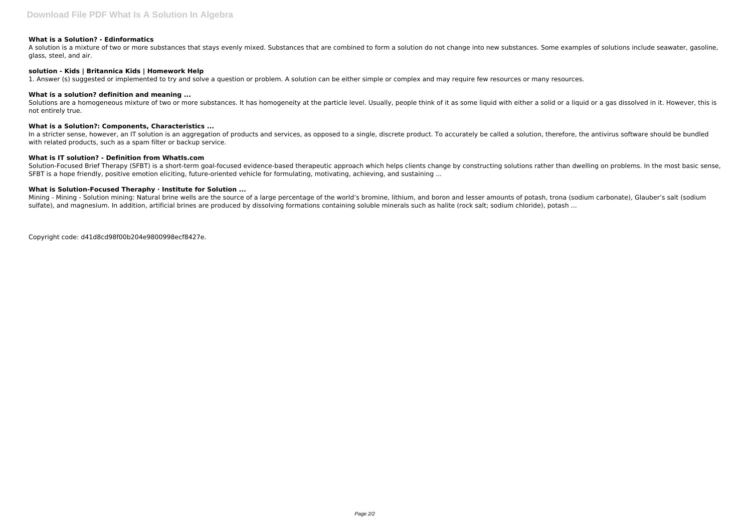### What is a Solution? - Edinformatics

A solution is a mixture of two or more substances that stays evenly mixed. Substances that are combined to form a solution do not change into new substances. Some examples of solutions include seawater, gasoline, glass, steel, and air.

### solution - Kids | Britannica Kids | Homework Help

1. Answer (s) suggested or implemented to try and solve a question or problem. A solution can be either simple or complex and may require few resources or many resources.

### What is a solution? definition and meaning ...

Solutions are a homogeneous mixture of two or more substances. It has homogeneity at the particle level. Usually, people think of it as some liquid with either a solid or a liquid or a gas dissolved in it. However, this is not entirely true.

### What is a Solution?: Components, Characteristics ...

In a stricter sense, however, an IT solution is an aggregation of products and services, as opposed to a single, discrete product. To accurately be called a solution, therefore, the antivirus software should be bundled with related products, such as a spam filter or backup service.

### What is IT solution? - Definition from WhatIs.com

Solution-Focused Brief Therapy (SFBT) is a short-term goal-focused evidence-based therapeutic approach which helps clients change by constructing solutions rather than dwelling on problems. In the most basic sense, SFBT is a hope friendly, positive emotion eliciting, future-oriented vehicle for formulating, motivating, achieving, and sustaining ...

### What is Solution-Focused Theraphy · Institute for Solution ...

Mining - Mining - Solution mining: Natural brine wells are the source of a large percentage of the world's bromine, lithium, and boron and lesser amounts of potash, trona (sodium carbonate), Glauber's salt (sodium sulfate), and magnesium. In addition, artificial brines are produced by dissolving formations containing soluble minerals such as halite (rock salt; sodium chloride), potash ...

Copyright code: d41d8cd98f00b204e9800998ecf8427e.